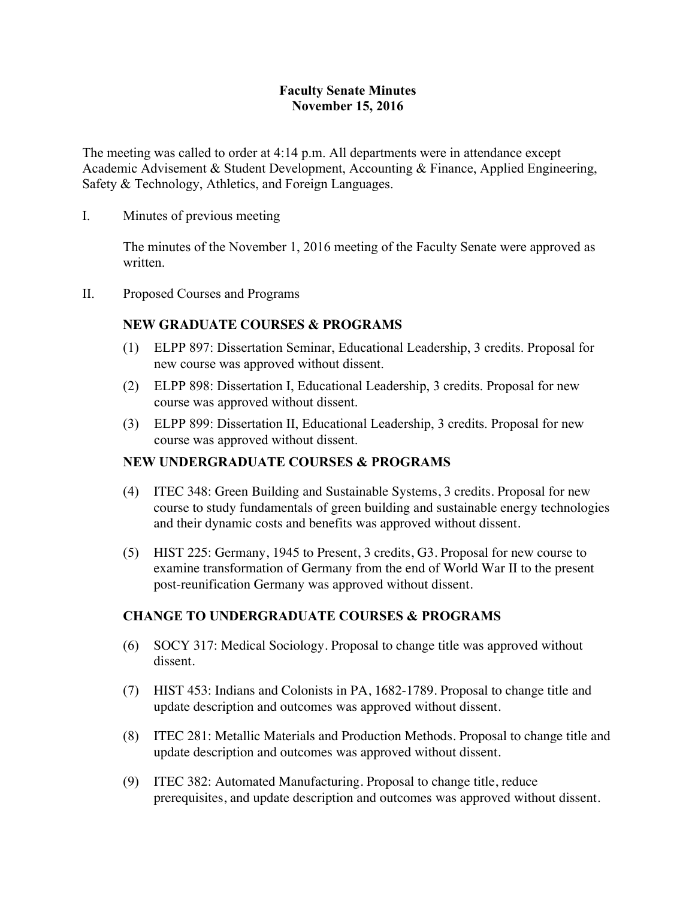# Faculty Senate Minutes
## November 15, 2016

The meeting was called to order at 4:14 p.m. All departments were in attendance except Academic Advisement & Student Development, Accounting & Finance, Applied Engineering, Safety & Technology, Athletics, and Foreign Languages.

I. Minutes of previous meeting

The minutes of the November 1, 2016 meeting of the Faculty Senate were approved as written.

II. Proposed Courses and Programs

**NEW GRADUATE COURSES & PROGRAMS**

(1) ELPP 897: Dissertation Seminar, Educational Leadership, 3 credits. Proposal for new course was approved without dissent.

(2) ELPP 898: Dissertation I, Educational Leadership, 3 credits. Proposal for new course was approved without dissent.

(3) ELPP 899: Dissertation II, Educational Leadership, 3 credits. Proposal for new course was approved without dissent.

**NEW UNDERGRADUATE COURSES & PROGRAMS**

(4) ITEC 348: Green Building and Sustainable Systems, 3 credits. Proposal for new course to study fundamentals of green building and sustainable energy technologies and their dynamic costs and benefits was approved without dissent.

(5) HIST 225: Germany, 1945 to Present, 3 credits, G3. Proposal for new course to examine transformation of Germany from the end of World War II to the present post-reunification Germany was approved without dissent.

**CHANGE TO UNDERGRADUATE COURSES & PROGRAMS**

(6) SOCY 317: Medical Sociology. Proposal to change title was approved without dissent.

(7) HIST 453: Indians and Colonists in PA, 1682-1789. Proposal to change title and update description and outcomes was approved without dissent.

(8) ITEC 281: Metallic Materials and Production Methods. Proposal to change title and update description and outcomes was approved without dissent.

(9) ITEC 382: Automated Manufacturing. Proposal to change title, reduce prerequisites, and update description and outcomes was approved without dissent.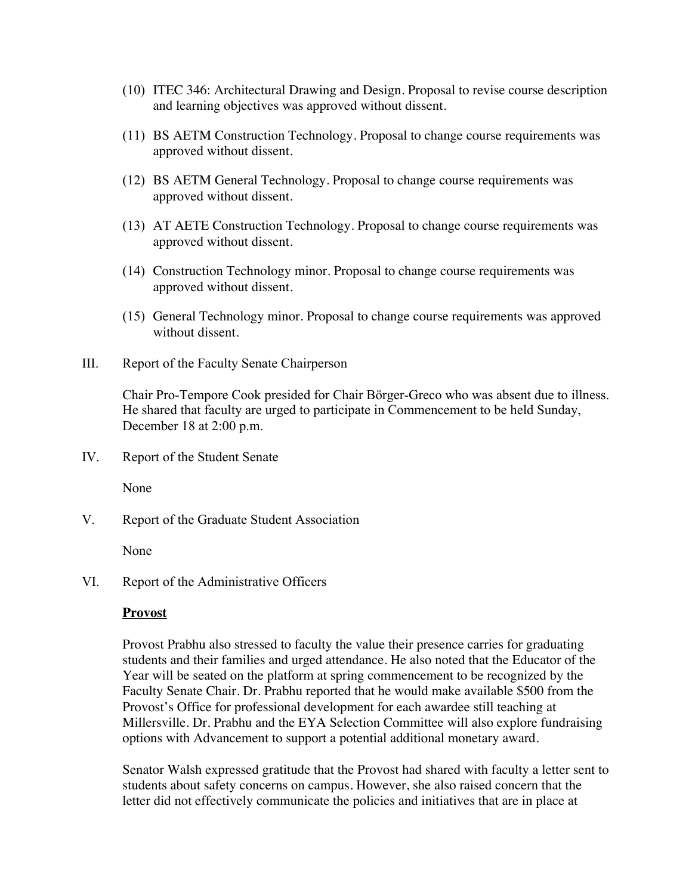(10) ITEC 346: Architectural Drawing and Design. Proposal to revise course description and learning objectives was approved without dissent.

(11) BS AETM Construction Technology. Proposal to change course requirements was approved without dissent.

(12) BS AETM General Technology. Proposal to change course requirements was approved without dissent.

(13) AT AETE Construction Technology. Proposal to change course requirements was approved without dissent.

(14) Construction Technology minor. Proposal to change course requirements was approved without dissent.

(15) General Technology minor. Proposal to change course requirements was approved without dissent.

III. Report of the Faculty Senate Chairperson

Chair Pro-Tempore Cook presided for Chair Börger-Greco who was absent due to illness. He shared that faculty are urged to participate in Commencement to be held Sunday, December 18 at 2:00 p.m.

IV. Report of the Student Senate

None

V. Report of the Graduate Student Association

None

VI. Report of the Administrative Officers

**Provost**

Provost Prabhu also stressed to faculty the value their presence carries for graduating students and their families and urged attendance. He also noted that the Educator of the Year will be seated on the platform at spring commencement to be recognized by the Faculty Senate Chair. Dr. Prabhu reported that he would make available $500 from the Provost's Office for professional development for each awardee still teaching at Millersville. Dr. Prabhu and the EYA Selection Committee will also explore fundraising options with Advancement to support a potential additional monetary award.

Senator Walsh expressed gratitude that the Provost had shared with faculty a letter sent to students about safety concerns on campus. However, she also raised concern that the letter did not effectively communicate the policies and initiatives that are in place at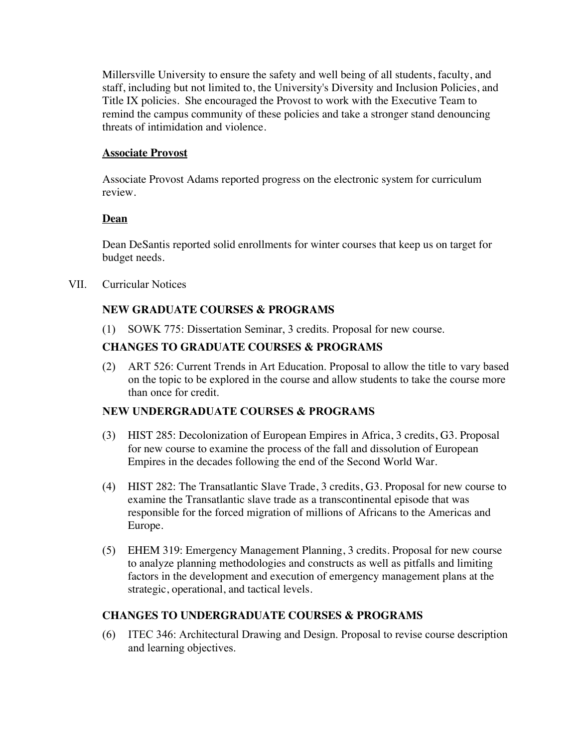Millersville University to ensure the safety and well being of all students, faculty, and staff, including but not limited to, the University's Diversity and Inclusion Policies, and Title IX policies. She encouraged the Provost to work with the Executive Team to remind the campus community of these policies and take a stronger stand denouncing threats of intimidation and violence.

**Associate Provost**

Associate Provost Adams reported progress on the electronic system for curriculum review.

**Dean**

Dean DeSantis reported solid enrollments for winter courses that keep us on target for budget needs.

VII. Curricular Notices

**NEW GRADUATE COURSES & PROGRAMS**

(1) SOWK 775: Dissertation Seminar, 3 credits. Proposal for new course.

**CHANGES TO GRADUATE COURSES & PROGRAMS**

(2) ART 526: Current Trends in Art Education. Proposal to allow the title to vary based on the topic to be explored in the course and allow students to take the course more than once for credit.

**NEW UNDERGRADUATE COURSES & PROGRAMS**

(3) HIST 285: Decolonization of European Empires in Africa, 3 credits, G3. Proposal for new course to examine the process of the fall and dissolution of European Empires in the decades following the end of the Second World War.

(4) HIST 282: The Transatlantic Slave Trade, 3 credits, G3. Proposal for new course to examine the Transatlantic slave trade as a transcontinental episode that was responsible for the forced migration of millions of Africans to the Americas and Europe.

(5) EHEM 319: Emergency Management Planning, 3 credits. Proposal for new course to analyze planning methodologies and constructs as well as pitfalls and limiting factors in the development and execution of emergency management plans at the strategic, operational, and tactical levels.

**CHANGES TO UNDERGRADUATE COURSES & PROGRAMS**

(6) ITEC 346: Architectural Drawing and Design. Proposal to revise course description and learning objectives.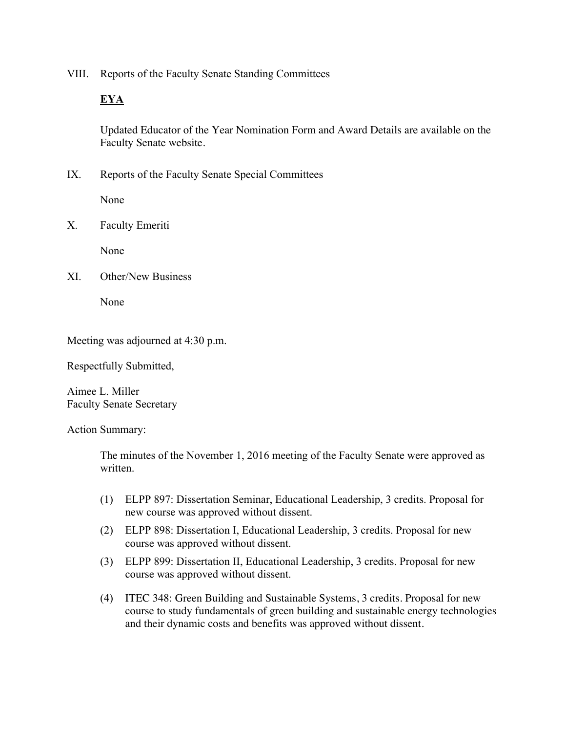VIII. Reports of the Faculty Senate Standing Committees

**EYA**

Updated Educator of the Year Nomination Form and Award Details are available on the Faculty Senate website.

IX. Reports of the Faculty Senate Special Committees

None

X. Faculty Emeriti

None

XI. Other/New Business

None

Meeting was adjourned at 4:30 p.m.

Respectfully Submitted,

Aimee L. Miller
Faculty Senate Secretary

Action Summary:

The minutes of the November 1, 2016 meeting of the Faculty Senate were approved as written.

(1) ELPP 897: Dissertation Seminar, Educational Leadership, 3 credits. Proposal for new course was approved without dissent.

(2) ELPP 898: Dissertation I, Educational Leadership, 3 credits. Proposal for new course was approved without dissent.

(3) ELPP 899: Dissertation II, Educational Leadership, 3 credits. Proposal for new course was approved without dissent.

(4) ITEC 348: Green Building and Sustainable Systems, 3 credits. Proposal for new course to study fundamentals of green building and sustainable energy technologies and their dynamic costs and benefits was approved without dissent.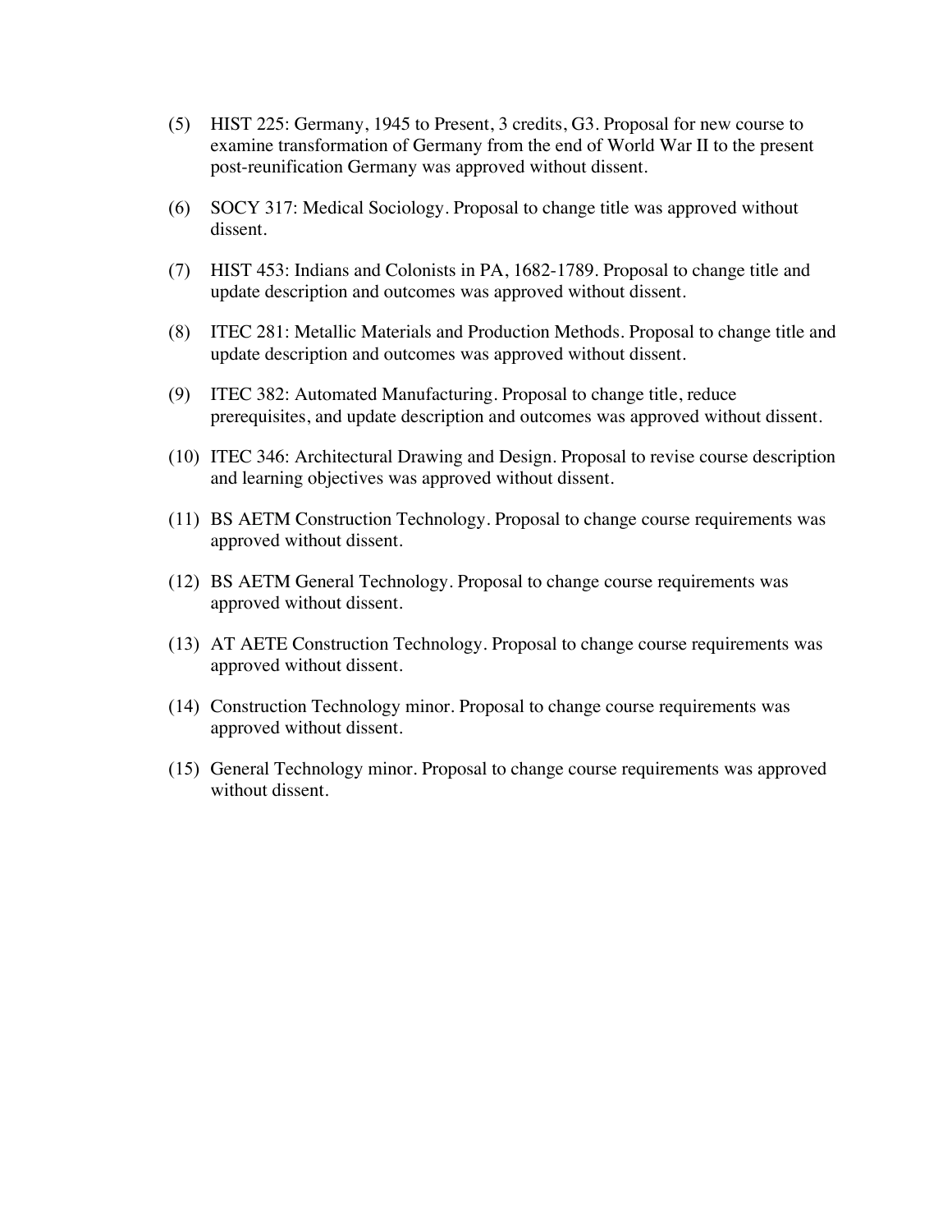(5) HIST 225: Germany, 1945 to Present, 3 credits, G3. Proposal for new course to examine transformation of Germany from the end of World War II to the present post-reunification Germany was approved without dissent.

(6) SOCY 317: Medical Sociology. Proposal to change title was approved without dissent.

(7) HIST 453: Indians and Colonists in PA, 1682-1789. Proposal to change title and update description and outcomes was approved without dissent.

(8) ITEC 281: Metallic Materials and Production Methods. Proposal to change title and update description and outcomes was approved without dissent.

(9) ITEC 382: Automated Manufacturing. Proposal to change title, reduce prerequisites, and update description and outcomes was approved without dissent.

(10) ITEC 346: Architectural Drawing and Design. Proposal to revise course description and learning objectives was approved without dissent.

(11) BS AETM Construction Technology. Proposal to change course requirements was approved without dissent.

(12) BS AETM General Technology. Proposal to change course requirements was approved without dissent.

(13) AT AETE Construction Technology. Proposal to change course requirements was approved without dissent.

(14) Construction Technology minor. Proposal to change course requirements was approved without dissent.

(15) General Technology minor. Proposal to change course requirements was approved without dissent.